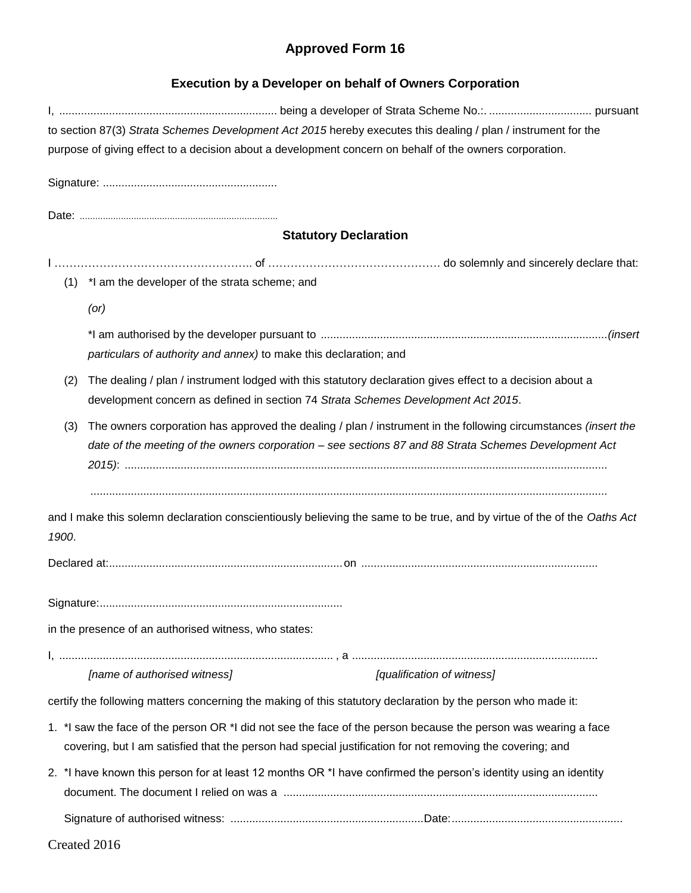# Approved Form 16

## Execution by a Developer on behalf of Owners Corporation

I, ...................................................................... being a developer of Strata Scheme No.:. ................................. pursuant to section 87(3) *Strata Schemes Development Act 2015* hereby executes this dealing / plan / instrument for the purpose of giving effect to a decision about a development concern on behalf of the owners corporation.

Signature: ........................................................

Date: ............................................................................

## Statutory Declaration

I …………………………………………….. of ………………………………………. do solemnly and sincerely declare that:

(1) *I am the developer of the strata scheme; and

*(or)*

*I am authorised by the developer pursuant to ...........................................................................................*(insert particulars of authority and annex)* to make this declaration; and

(2) The dealing / plan / instrument lodged with this statutory declaration gives effect to a decision about a development concern as defined in section 74 *Strata Schemes Development Act 2015*.

(3) The owners corporation has approved the dealing / plan / instrument in the following circumstances *(insert the date of the meeting of the owners corporation – see sections 87 and 88 Strata Schemes Development Act 2015)*: ..........................................................................................................................................

...................................................................................................................................................

and I make this solemn declaration conscientiously believing the same to be true, and by virtue of the of the *Oaths Act 1900*.

Declared at:........................................................................... on ...........................................................................

Signature:.............................................................................

in the presence of an authorised witness, who states:

I, ........................................................................................ , a ...............................................................................

*[name of authorised witness]* *[qualification of witness]*

certify the following matters concerning the making of this statutory declaration by the person who made it:

1. *I saw the face of the person OR *I did not see the face of the person because the person was wearing a face covering, but I am satisfied that the person had special justification for not removing the covering; and
2. *I have known this person for at least 12 months OR *I have confirmed the person's identity using an identity document. The document I relied on was a ....................................................................................................

Signature of authorised witness: .............................................................Date:......................................................

Created 2016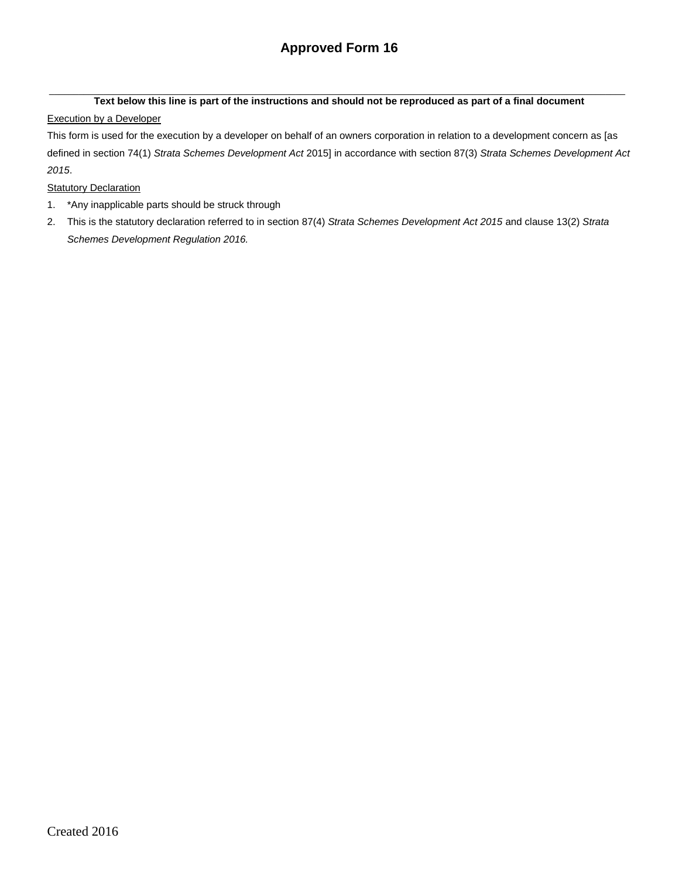# Approved Form 16

---

**Text below this line is part of the instructions and should not be reproduced as part of a final document**

Execution by a Developer

This form is used for the execution by a developer on behalf of an owners corporation in relation to a development concern as [as defined in section 74(1) *Strata Schemes Development Act* 2015] in accordance with section 87(3) *Strata Schemes Development Act 2015*.

Statutory Declaration

1. *Any inapplicable parts should be struck through
2. This is the statutory declaration referred to in section 87(4) *Strata Schemes Development Act 2015* and clause 13(2) *Strata Schemes Development Regulation 2016.*

Created 2016